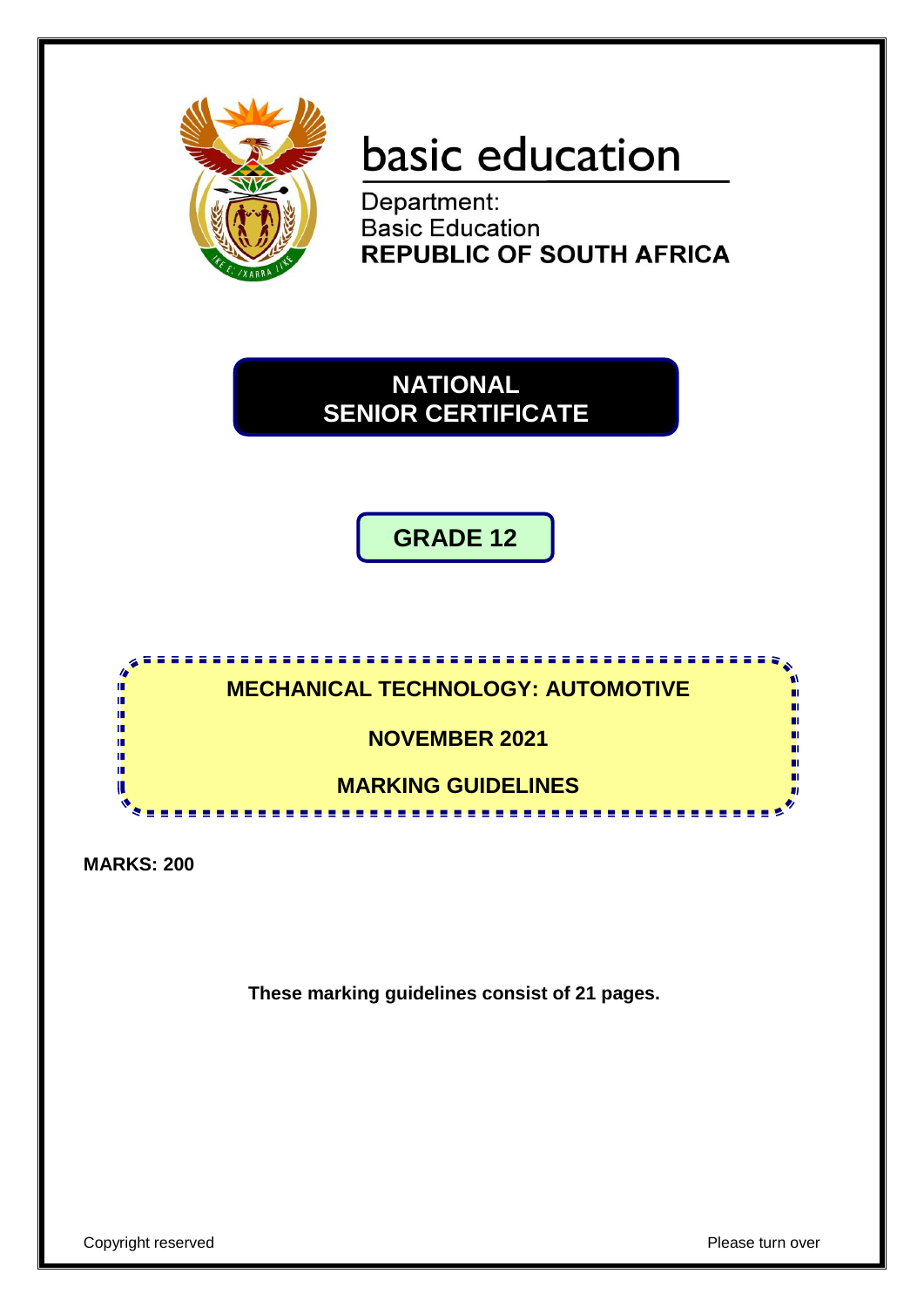basic education

Department:
Basic Education
**REPUBLIC OF SOUTH AFRICA**

# NATIONAL SENIOR CERTIFICATE

## GRADE 12

## MECHANICAL TECHNOLOGY: AUTOMOTIVE

**NOVEMBER 2021**

**MARKING GUIDELINES**

**MARKS: 200**

**These marking guidelines consist of 21 pages.**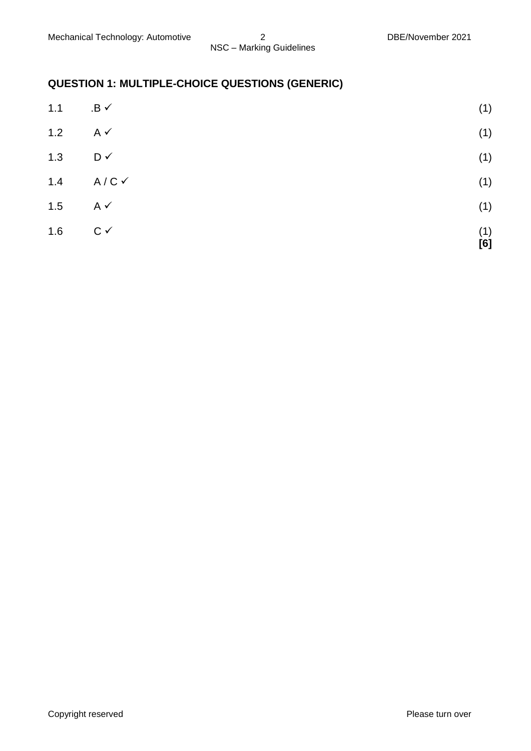## QUESTION 1: MULTIPLE-CHOICE QUESTIONS (GENERIC)

| | | |
|---|---|---|
| 1.1 | .B ✓ | (1) |
| 1.2 | A ✓ | (1) |
| 1.3 | D ✓ | (1) |
| 1.4 | A / C ✓ | (1) |
| 1.5 | A ✓ | (1) |
| 1.6 | C ✓ | (1) |
| | | **[6]** |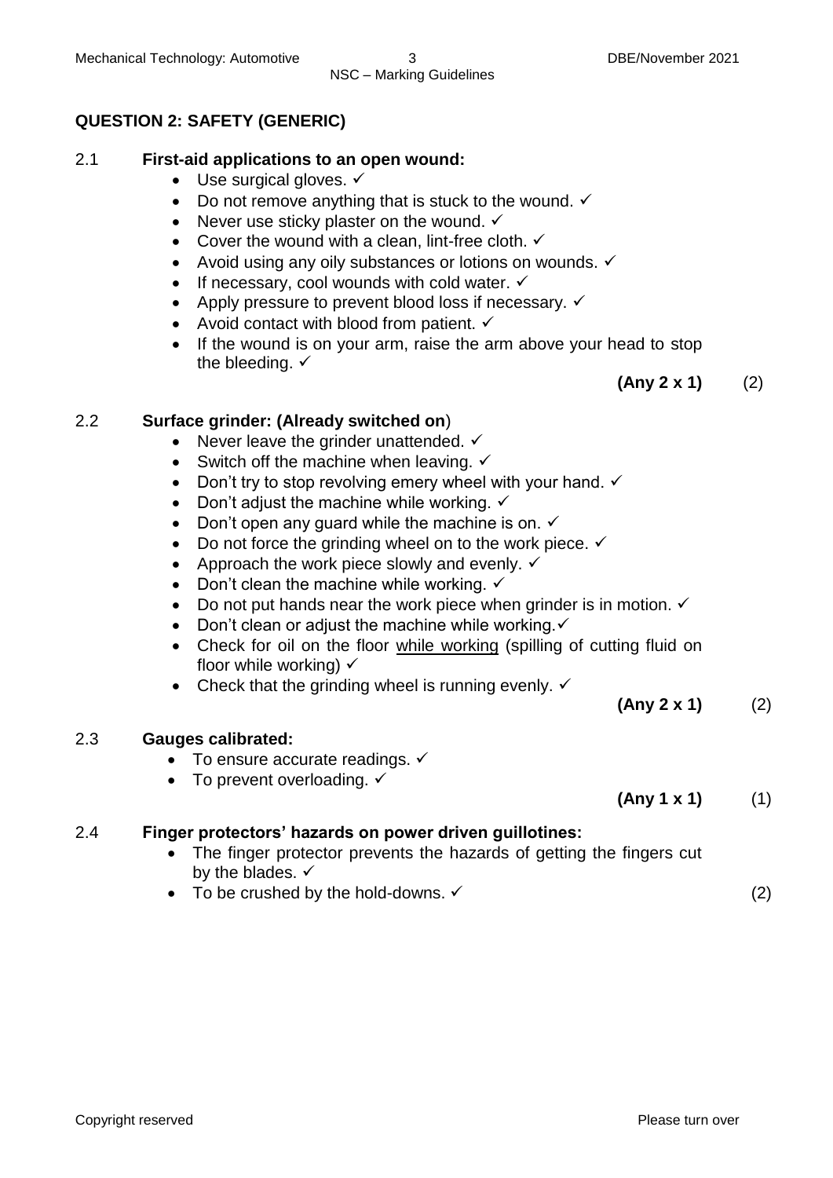## QUESTION 2: SAFETY (GENERIC)

2.1 **First-aid applications to an open wound:**

- Use surgical gloves. ✓
- Do not remove anything that is stuck to the wound. ✓
- Never use sticky plaster on the wound. ✓
- Cover the wound with a clean, lint-free cloth. ✓
- Avoid using any oily substances or lotions on wounds. ✓
- If necessary, cool wounds with cold water. ✓
- Apply pressure to prevent blood loss if necessary. ✓
- Avoid contact with blood from patient. ✓
- If the wound is on your arm, raise the arm above your head to stop the bleeding. ✓

**(Any 2 x 1)** (2)

2.2 **Surface grinder: (Already switched on**)

- Never leave the grinder unattended. ✓
- Switch off the machine when leaving. ✓
- Don't try to stop revolving emery wheel with your hand. ✓
- Don't adjust the machine while working. ✓
- Don't open any guard while the machine is on. ✓
- Do not force the grinding wheel on to the work piece. ✓
- Approach the work piece slowly and evenly. ✓
- Don't clean the machine while working. ✓
- Do not put hands near the work piece when grinder is in motion. ✓
- Don't clean or adjust the machine while working.✓
- Check for oil on the floor while working (spilling of cutting fluid on floor while working) ✓
- Check that the grinding wheel is running evenly. ✓

**(Any 2 x 1)** (2)

2.3 **Gauges calibrated:**

- To ensure accurate readings. ✓
- To prevent overloading. ✓

**(Any 1 x 1)** (1)

2.4 **Finger protectors' hazards on power driven guillotines:**

- The finger protector prevents the hazards of getting the fingers cut by the blades. ✓
- To be crushed by the hold-downs. ✓

(2)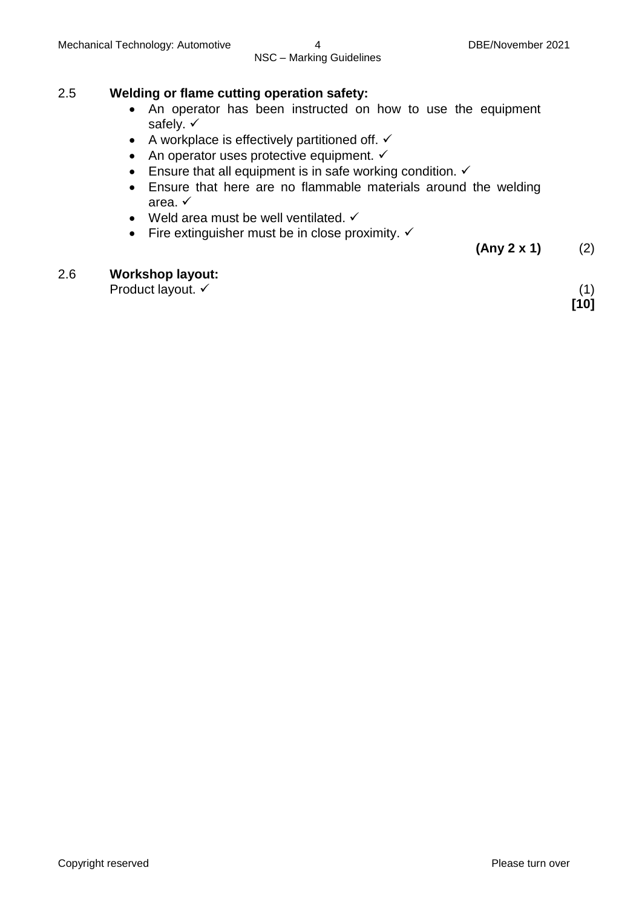2.5 **Welding or flame cutting operation safety:**

- An operator has been instructed on how to use the equipment safely. ✓
- A workplace is effectively partitioned off. ✓
- An operator uses protective equipment. ✓
- Ensure that all equipment is in safe working condition. ✓
- Ensure that here are no flammable materials around the welding area. ✓
- Weld area must be well ventilated. ✓
- Fire extinguisher must be in close proximity. ✓

**(Any 2 x 1)** (2)

2.6 **Workshop layout:**

Product layout. ✓ (1)

**[10]**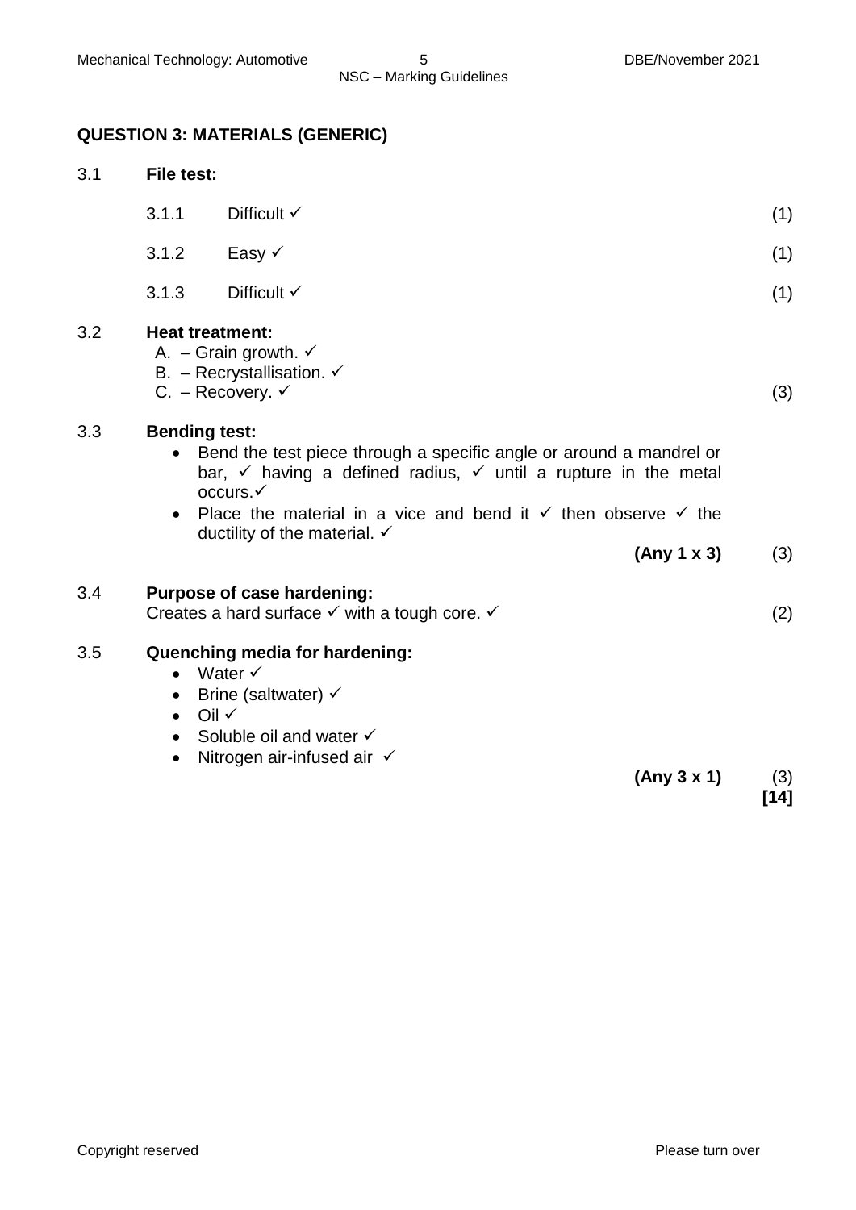## QUESTION 3: MATERIALS (GENERIC)

**3.1 File test:**

| | | |
|---|---|---|
| 3.1.1 | Difficult ✓ | (1) |
| 3.1.2 | Easy ✓ | (1) |
| 3.1.3 | Difficult ✓ | (1) |

**3.2 Heat treatment:**

A. – Grain growth. ✓
B. – Recrystallisation. ✓
C. – Recovery. ✓ (3)

**3.3 Bending test:**

- Bend the test piece through a specific angle or around a mandrel or bar, ✓ having a defined radius, ✓ until a rupture in the metal occurs.✓
- Place the material in a vice and bend it ✓ then observe ✓ the ductility of the material. ✓

**(Any 1 x 3)** (3)

**3.4 Purpose of case hardening:**

Creates a hard surface ✓ with a tough core. ✓ (2)

**3.5 Quenching media for hardening:**

- Water ✓
- Brine (saltwater) ✓
- Oil ✓
- Soluble oil and water ✓
- Nitrogen air-infused air ✓

**(Any 3 x 1)** (3)

**[14]**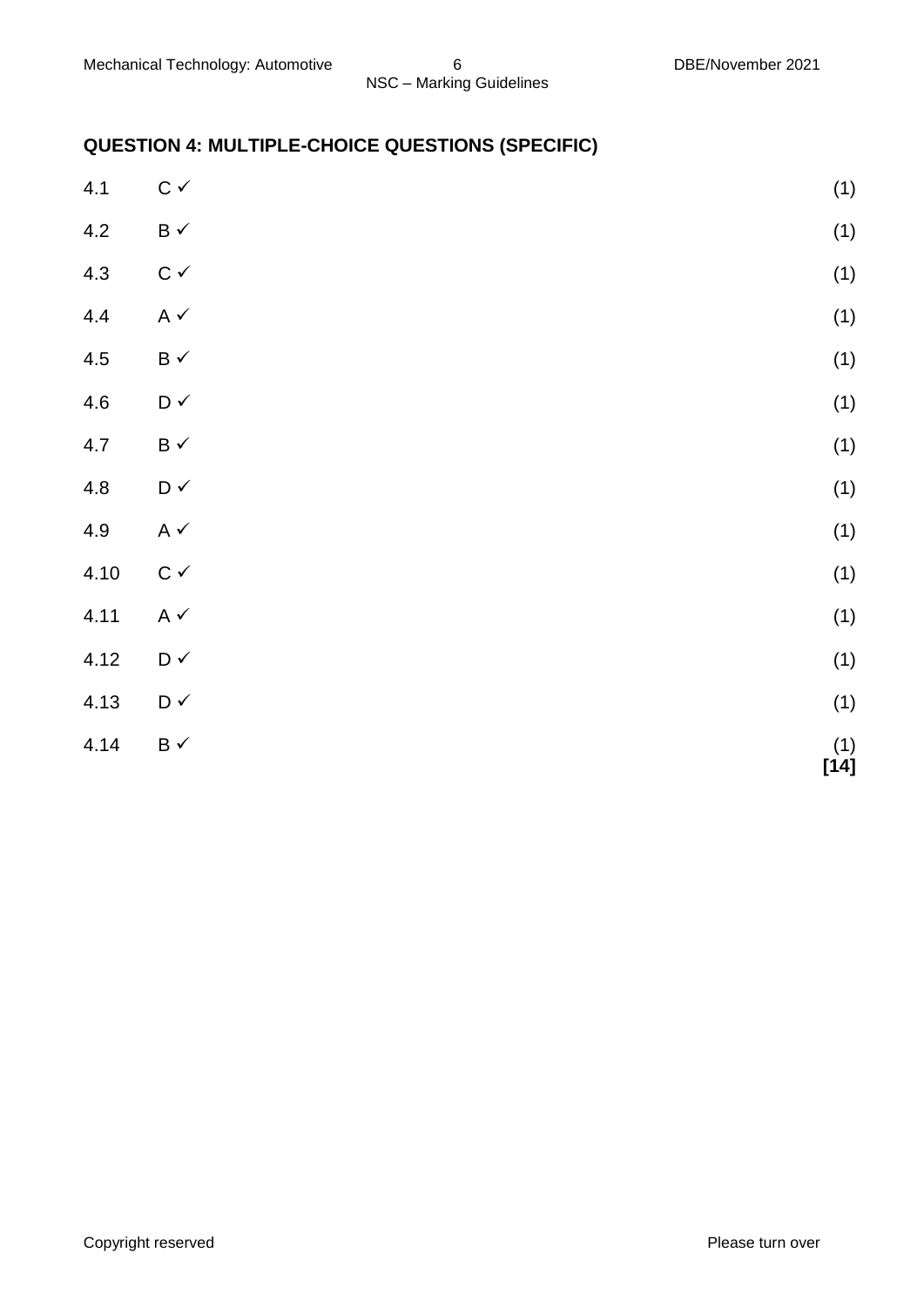## QUESTION 4: MULTIPLE-CHOICE QUESTIONS (SPECIFIC)

| | | |
|---|---|---|
| 4.1 | C ✓ | (1) |
| 4.2 | B ✓ | (1) |
| 4.3 | C ✓ | (1) |
| 4.4 | A ✓ | (1) |
| 4.5 | B ✓ | (1) |
| 4.6 | D ✓ | (1) |
| 4.7 | B ✓ | (1) |
| 4.8 | D ✓ | (1) |
| 4.9 | A ✓ | (1) |
| 4.10 | C ✓ | (1) |
| 4.11 | A ✓ | (1) |
| 4.12 | D ✓ | (1) |
| 4.13 | D ✓ | (1) |
| 4.14 | B ✓ | (1) **[14]** |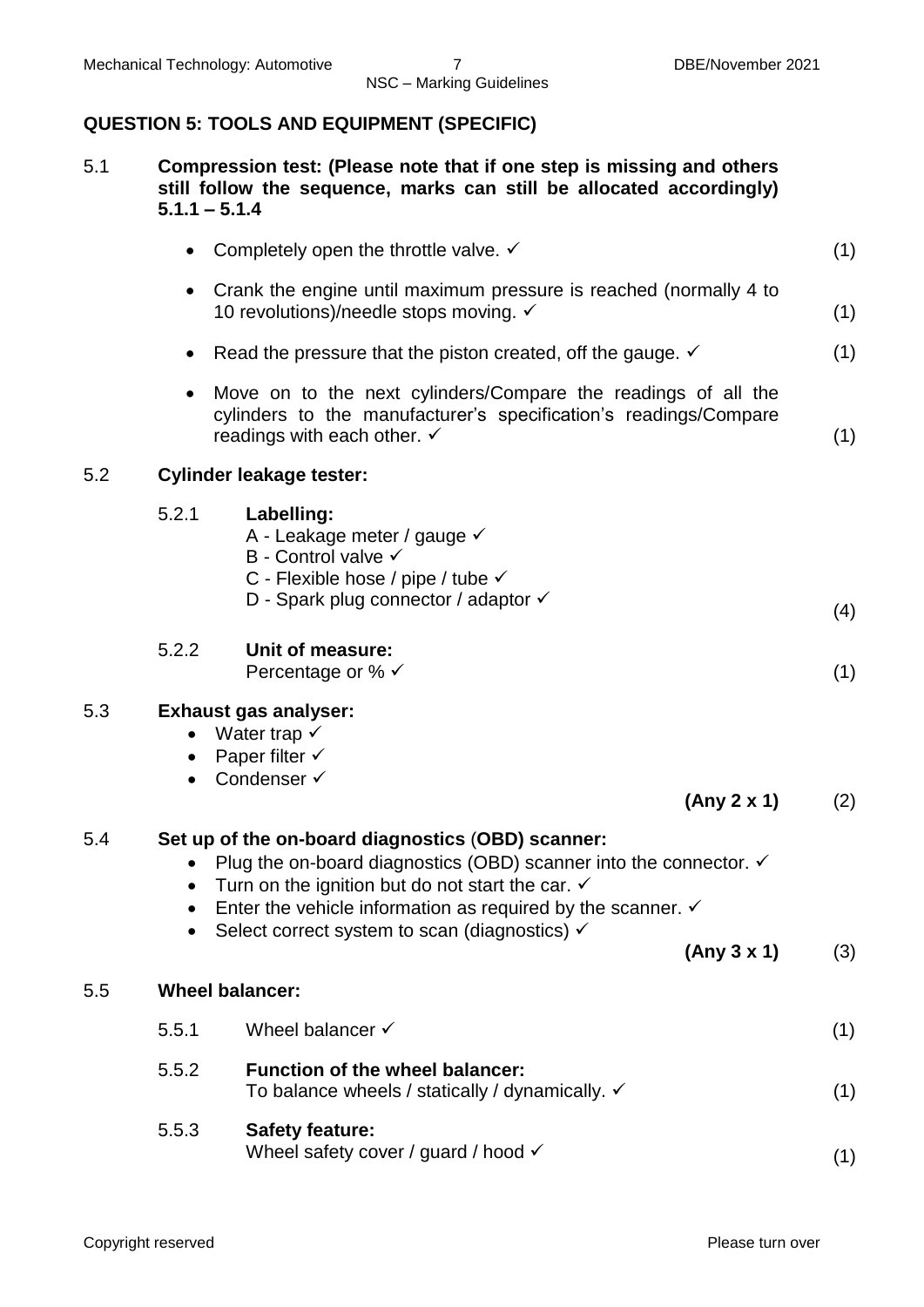## QUESTION 5: TOOLS AND EQUIPMENT (SPECIFIC)

**5.1 Compression test: (Please note that if one step is missing and others still follow the sequence, marks can still be allocated accordingly) 5.1.1 – 5.1.4**

- Completely open the throttle valve. ✓ (1)
- Crank the engine until maximum pressure is reached (normally 4 to 10 revolutions)/needle stops moving. ✓ (1)
- Read the pressure that the piston created, off the gauge. ✓ (1)
- Move on to the next cylinders/Compare the readings of all the cylinders to the manufacturer's specification's readings/Compare readings with each other. ✓ (1)

**5.2 Cylinder leakage tester:**

5.2.1 **Labelling:**

A - Leakage meter / gauge ✓
B - Control valve ✓
C - Flexible hose / pipe / tube ✓
D - Spark plug connector / adaptor ✓ (4)

5.2.2 **Unit of measure:**

Percentage or % ✓ (1)

**5.3 Exhaust gas analyser:**

- Water trap ✓
- Paper filter ✓
- Condenser ✓

**(Any 2 x 1)** (2)

**5.4 Set up of the on-board diagnostics (OBD) scanner:**

- Plug the on-board diagnostics (OBD) scanner into the connector. ✓
- Turn on the ignition but do not start the car. ✓
- Enter the vehicle information as required by the scanner. ✓
- Select correct system to scan (diagnostics) ✓

**(Any 3 x 1)** (3)

**5.5 Wheel balancer:**

5.5.1 Wheel balancer ✓ (1)

5.5.2 **Function of the wheel balancer:**

To balance wheels / statically / dynamically. ✓ (1)

5.5.3 **Safety feature:**

Wheel safety cover / guard / hood ✓ (1)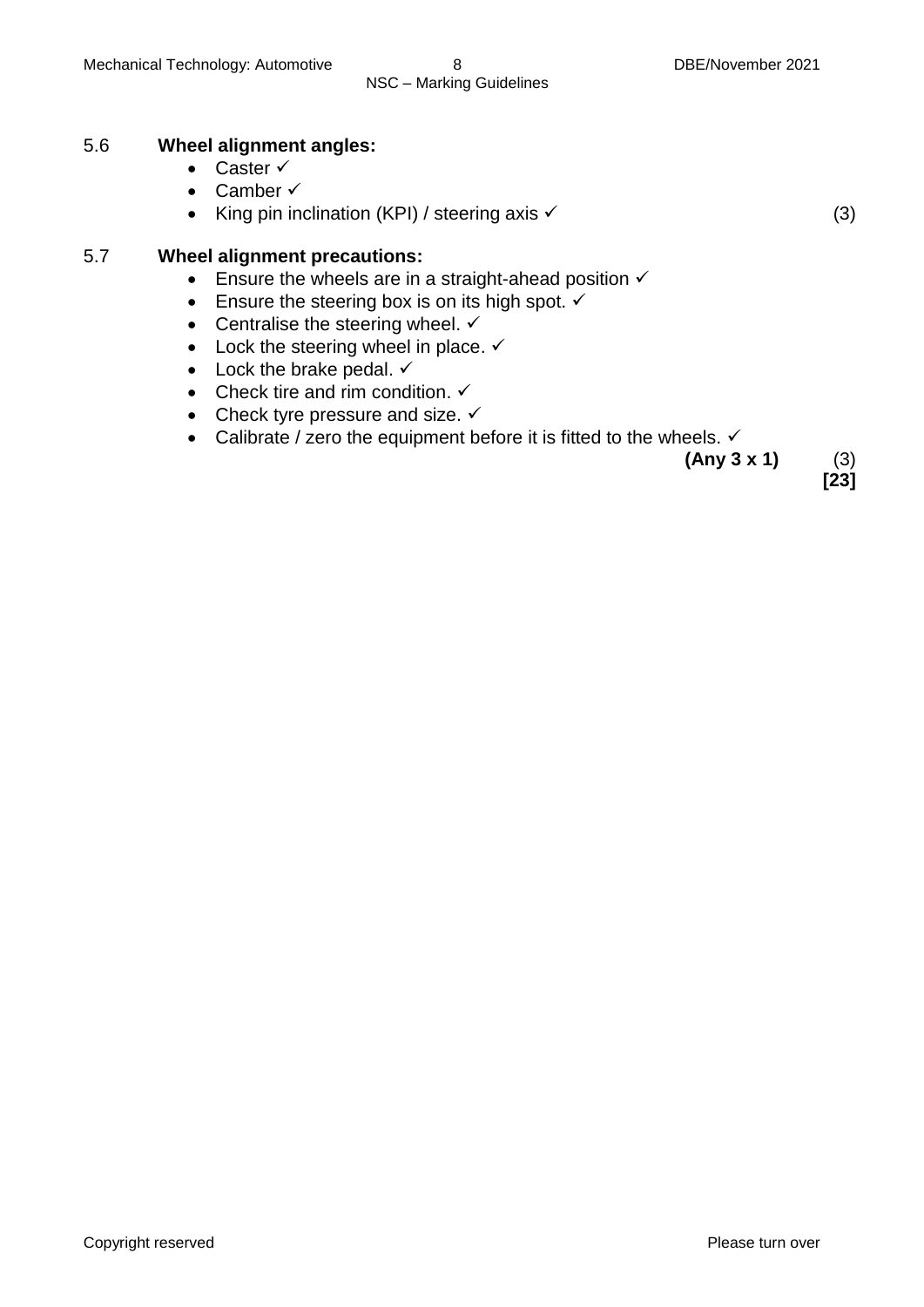5.6 **Wheel alignment angles:**

- Caster ✓
- Camber ✓
- King pin inclination (KPI) / steering axis ✓ (3)

5.7 **Wheel alignment precautions:**

- Ensure the wheels are in a straight-ahead position ✓
- Ensure the steering box is on its high spot. ✓
- Centralise the steering wheel. ✓
- Lock the steering wheel in place. ✓
- Lock the brake pedal. ✓
- Check tire and rim condition. ✓
- Check tyre pressure and size. ✓
- Calibrate / zero the equipment before it is fitted to the wheels. ✓

**(Any 3 x 1)** (3)

**[23]**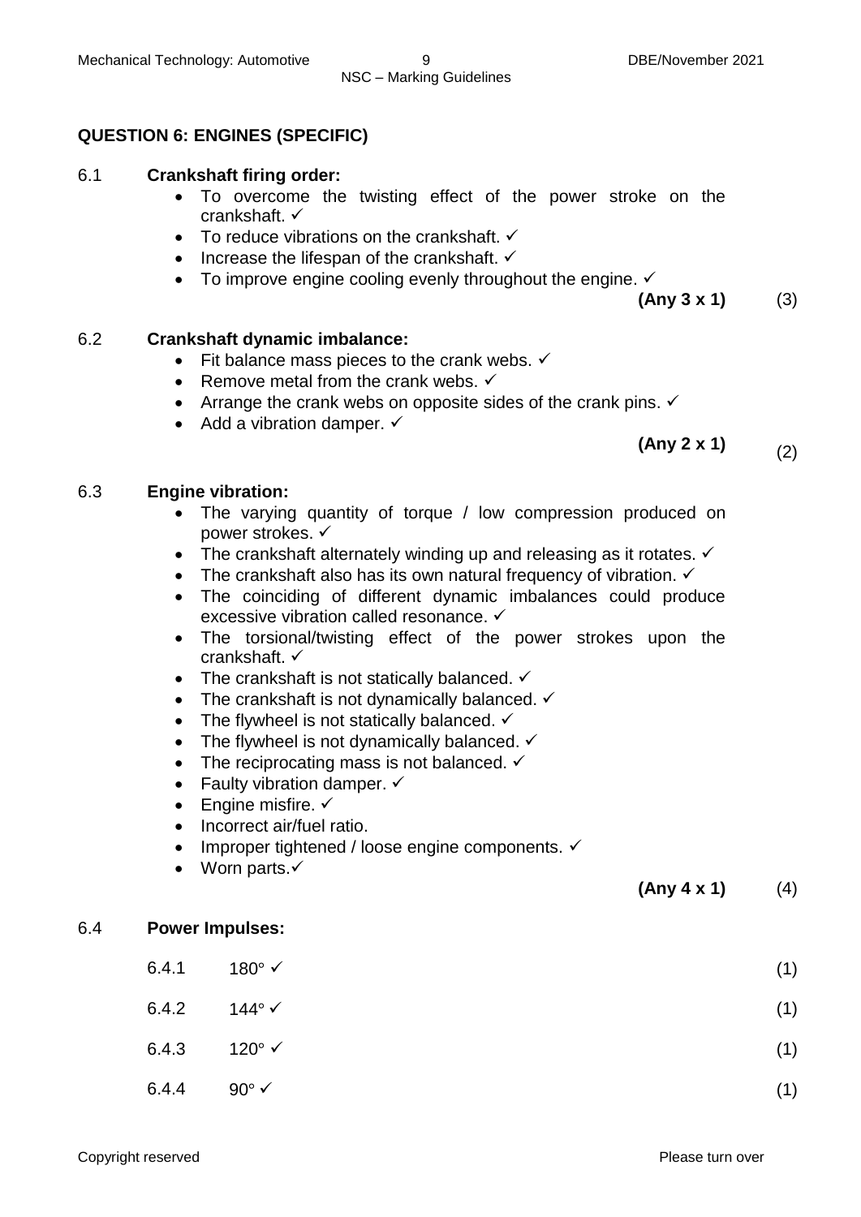## QUESTION 6: ENGINES (SPECIFIC)

6.1 **Crankshaft firing order:**

- To overcome the twisting effect of the power stroke on the crankshaft. ✓
- To reduce vibrations on the crankshaft. ✓
- Increase the lifespan of the crankshaft. ✓
- To improve engine cooling evenly throughout the engine. ✓

**(Any 3 x 1)** (3)

6.2 **Crankshaft dynamic imbalance:**

- Fit balance mass pieces to the crank webs. ✓
- Remove metal from the crank webs. ✓
- Arrange the crank webs on opposite sides of the crank pins. ✓
- Add a vibration damper. ✓

**(Any 2 x 1)** (2)

6.3 **Engine vibration:**

- The varying quantity of torque / low compression produced on power strokes. ✓
- The crankshaft alternately winding up and releasing as it rotates. ✓
- The crankshaft also has its own natural frequency of vibration. ✓
- The coinciding of different dynamic imbalances could produce excessive vibration called resonance. ✓
- The torsional/twisting effect of the power strokes upon the crankshaft. ✓
- The crankshaft is not statically balanced. ✓
- The crankshaft is not dynamically balanced. ✓
- The flywheel is not statically balanced. ✓
- The flywheel is not dynamically balanced. ✓
- The reciprocating mass is not balanced. ✓
- Faulty vibration damper. ✓
- Engine misfire. ✓
- Incorrect air/fuel ratio.
- Improper tightened / loose engine components. ✓
- Worn parts.✓

**(Any 4 x 1)** (4)

6.4 **Power Impulses:**

6.4.1 180° ✓ (1)

6.4.2 144° ✓ (1)

6.4.3 120° ✓ (1)

6.4.4 90° ✓ (1)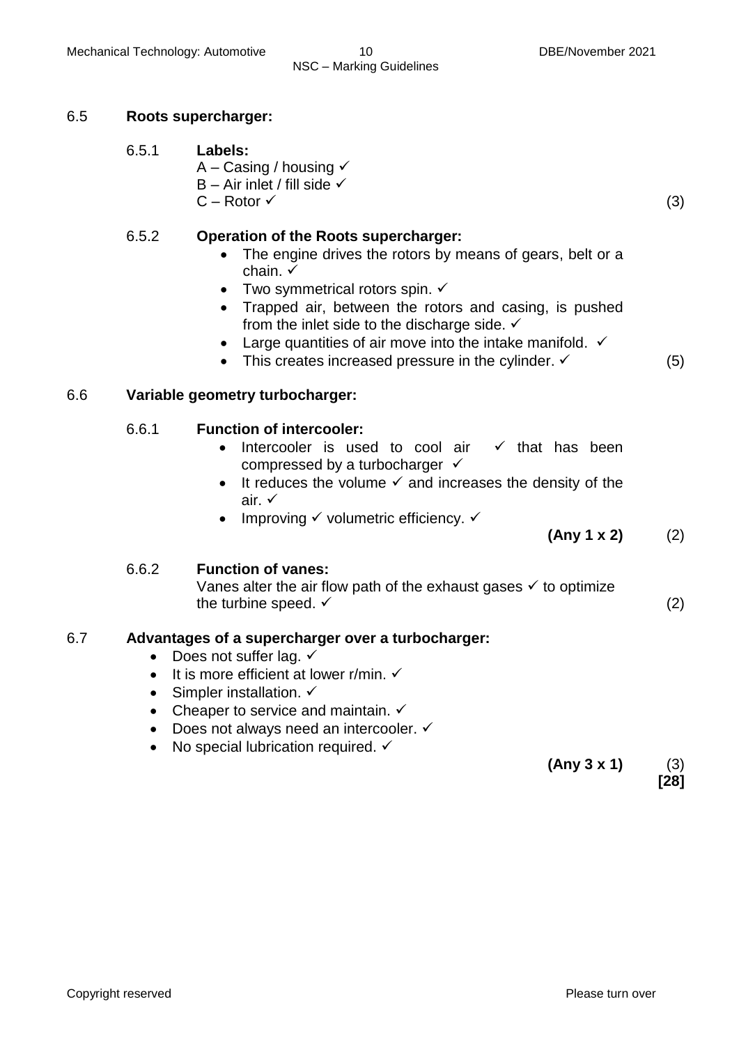6.5 **Roots supercharger:**

6.5.1 **Labels:**

A – Casing / housing ✓
B – Air inlet / fill side ✓
C – Rotor ✓ (3)

6.5.2 **Operation of the Roots supercharger:**

- The engine drives the rotors by means of gears, belt or a chain. ✓
- Two symmetrical rotors spin. ✓
- Trapped air, between the rotors and casing, is pushed from the inlet side to the discharge side. ✓
- Large quantities of air move into the intake manifold. ✓
- This creates increased pressure in the cylinder. ✓ (5)

6.6 **Variable geometry turbocharger:**

6.6.1 **Function of intercooler:**

- Intercooler is used to cool air ✓ that has been compressed by a turbocharger ✓
- It reduces the volume ✓ and increases the density of the air. ✓
- Improving ✓ volumetric efficiency. ✓

**(Any 1 x 2)** (2)

6.6.2 **Function of vanes:**

Vanes alter the air flow path of the exhaust gases ✓ to optimize the turbine speed. ✓ (2)

6.7 **Advantages of a supercharger over a turbocharger:**

- Does not suffer lag. ✓
- It is more efficient at lower r/min. ✓
- Simpler installation. ✓
- Cheaper to service and maintain. ✓
- Does not always need an intercooler. ✓
- No special lubrication required. ✓

**(Any 3 x 1)** (3)
**[28]**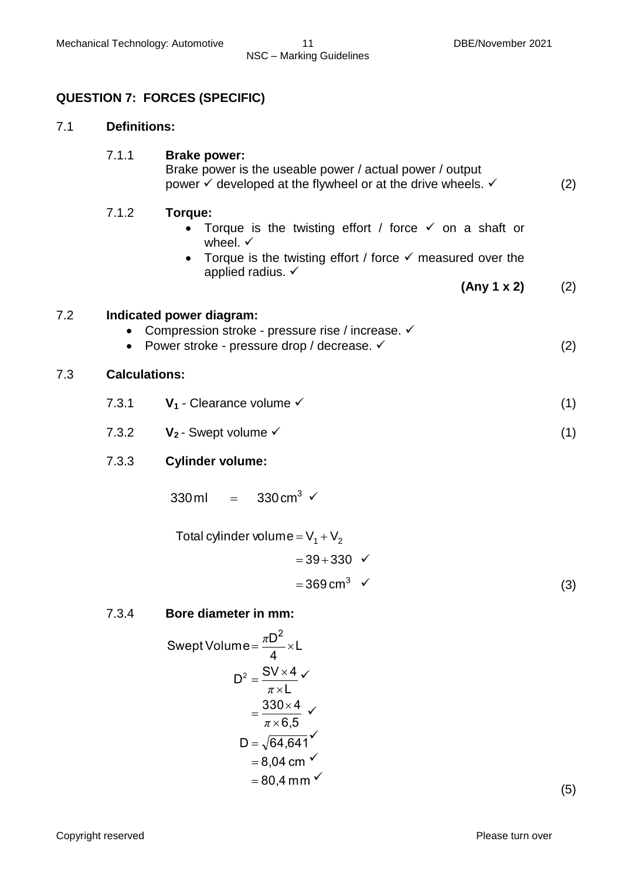## QUESTION 7: FORCES (SPECIFIC)

**7.1 Definitions:**

**7.1.1 Brake power:**

Brake power is the useable power / actual power / output power ✓ developed at the flywheel or at the drive wheels. ✓ (2)

**7.1.2 Torque:**

- Torque is the twisting effort / force ✓ on a shaft or wheel. ✓
- Torque is the twisting effort / force ✓ measured over the applied radius. ✓

**(Any 1 x 2)** (2)

**7.2 Indicated power diagram:**

- Compression stroke - pressure rise / increase. ✓
- Power stroke - pressure drop / decrease. ✓

(2)

**7.3 Calculations:**

7.3.1 **$V_1$** - Clearance volume ✓ (1)

7.3.2 **$V_2$** - Swept volume ✓ (1)

7.3.3 **Cylinder volume:**

$$330\,\text{ml} = 330\,\text{cm}^3 \checkmark$$

$$\begin{aligned} \text{Total cylinder volume} &= V_1 + V_2 \\ &= 39 + 330 \checkmark \\ &= 369\,\text{cm}^3 \checkmark \end{aligned}$$

(3)

7.3.4 **Bore diameter in mm:**

$$\begin{aligned} \text{Swept Volume} &= \frac{\pi D^2}{4} \times L \\ D^2 &= \frac{SV \times 4}{\pi \times L} \checkmark \\ &= \frac{330 \times 4}{\pi \times 6{,}5} \checkmark \\ D &= \sqrt{64{,}641} \checkmark \\ &= 8{,}04\,\text{cm} \checkmark \\ &= 80{,}4\,\text{mm} \checkmark \end{aligned}$$

(5)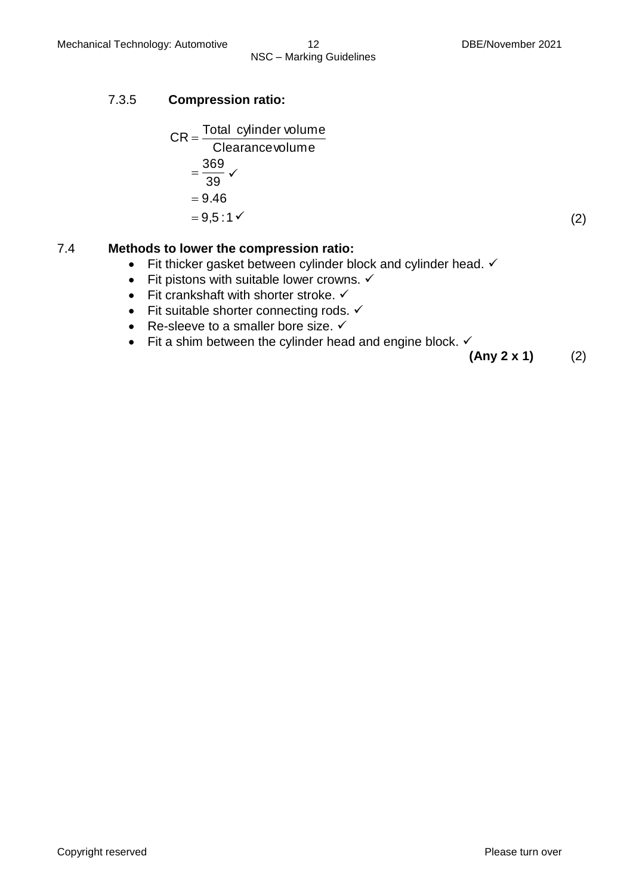### 7.3.5 **Compression ratio:**

$$
\begin{aligned}
CR &= \frac{\text{Total cylinder volume}}{\text{Clearance volume}} \\
&= \frac{369}{39} \checkmark \\
&= 9.46 \\
&= 9{,}5:1 \checkmark
\end{aligned}
$$

(2)

### 7.4 **Methods to lower the compression ratio:**

- Fit thicker gasket between cylinder block and cylinder head. ✓
- Fit pistons with suitable lower crowns. ✓
- Fit crankshaft with shorter stroke. ✓
- Fit suitable shorter connecting rods. ✓
- Re-sleeve to a smaller bore size. ✓
- Fit a shim between the cylinder head and engine block. ✓

**(Any 2 x 1)** (2)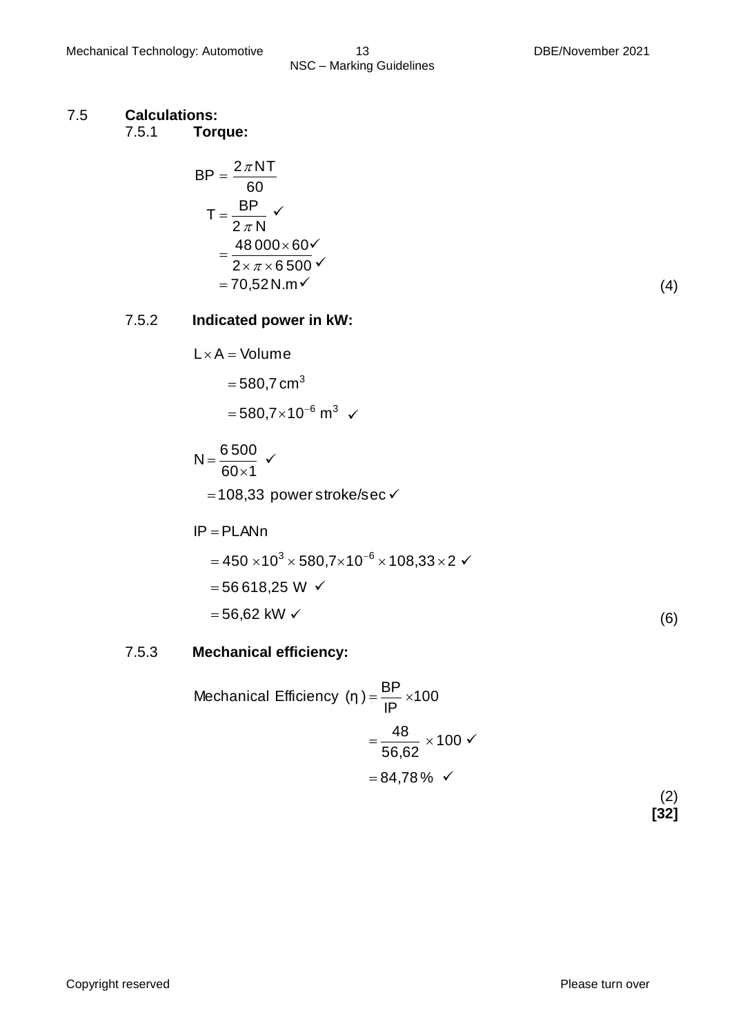## 7.5 Calculations:

### 7.5.1 Torque:

$$BP = \frac{2\pi NT}{60}$$

$$T = \frac{BP}{2\pi N} \checkmark$$

$$= \frac{48\,000 \times 60 \checkmark}{2 \times \pi \times 6\,500 \checkmark}$$

$$= 70{,}52\,\text{N.m} \checkmark$$

(4)

### 7.5.2 Indicated power in kW:

$$L \times A = \text{Volume}$$

$$= 580{,}7\,\text{cm}^3$$

$$= 580{,}7 \times 10^{-6}\,\text{m}^3 \checkmark$$

$$N = \frac{6\,500}{60 \times 1} \checkmark$$

$$= 108{,}33 \text{ power stroke/sec} \checkmark$$

$$IP = PLANn$$

$$= 450 \times 10^3 \times 580{,}7 \times 10^{-6} \times 108{,}33 \times 2 \checkmark$$

$$= 56\,618{,}25\text{ W} \checkmark$$

$$= 56{,}62\text{ kW} \checkmark$$

(6)

### 7.5.3 Mechanical efficiency:

$$\text{Mechanical Efficiency } (\eta) = \frac{BP}{IP} \times 100$$

$$= \frac{48}{56{,}62} \times 100 \checkmark$$

$$= 84{,}78\,\% \checkmark$$

(2)

**[32]**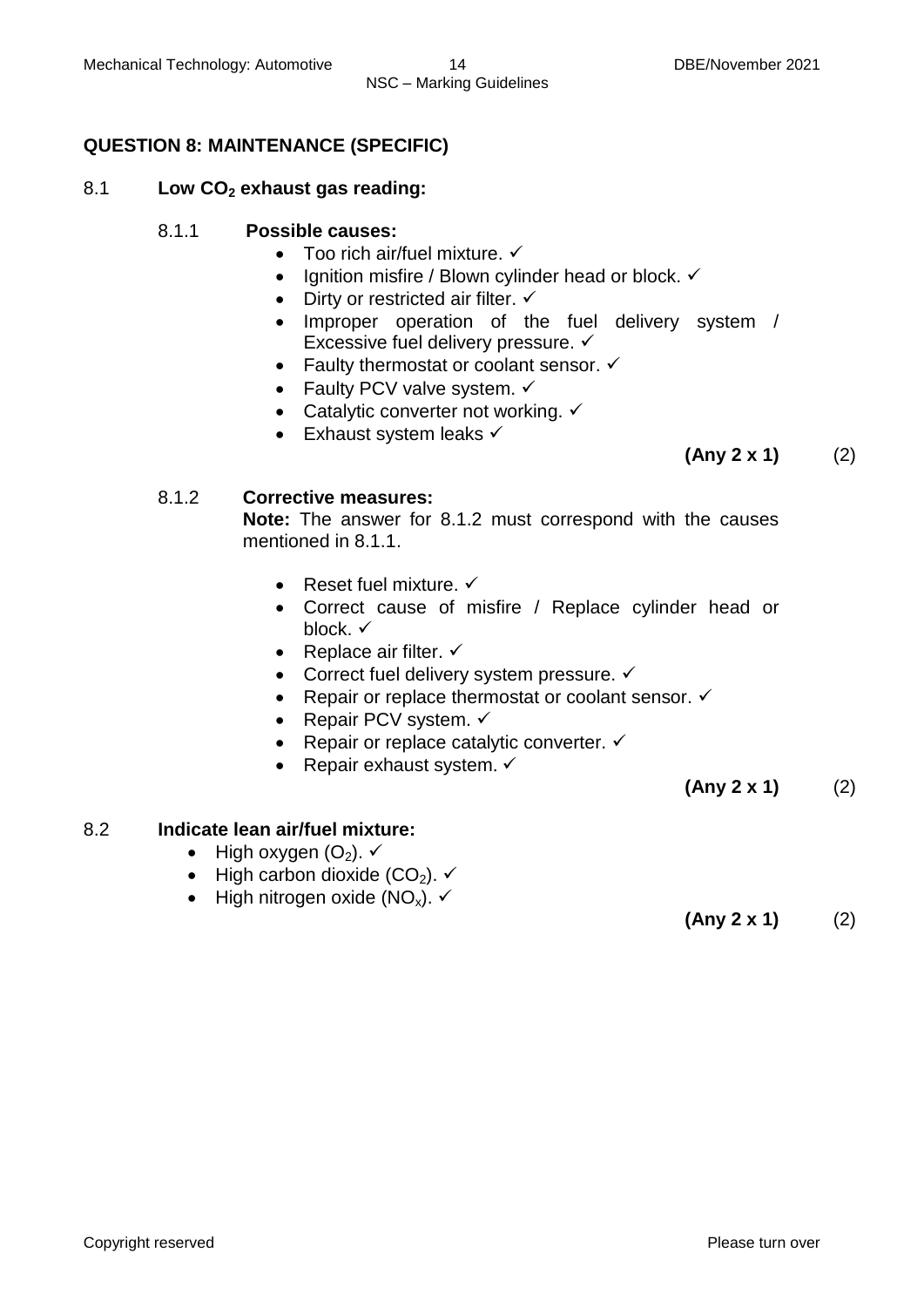## QUESTION 8: MAINTENANCE (SPECIFIC)

8.1 **Low $CO_2$ exhaust gas reading:**

8.1.1 **Possible causes:**

- Too rich air/fuel mixture. ✓
- Ignition misfire / Blown cylinder head or block. ✓
- Dirty or restricted air filter. ✓
- Improper operation of the fuel delivery system / Excessive fuel delivery pressure. ✓
- Faulty thermostat or coolant sensor. ✓
- Faulty PCV valve system. ✓
- Catalytic converter not working. ✓
- Exhaust system leaks ✓

**(Any 2 x 1)** (2)

8.1.2 **Corrective measures:**

**Note:** The answer for 8.1.2 must correspond with the causes mentioned in 8.1.1.

- Reset fuel mixture. ✓
- Correct cause of misfire / Replace cylinder head or block. ✓
- Replace air filter. ✓
- Correct fuel delivery system pressure. ✓
- Repair or replace thermostat or coolant sensor. ✓
- Repair PCV system. ✓
- Repair or replace catalytic converter. ✓
- Repair exhaust system. ✓

**(Any 2 x 1)** (2)

8.2 **Indicate lean air/fuel mixture:**

- High oxygen ($O_2$). ✓
- High carbon dioxide ($CO_2$). ✓
- High nitrogen oxide ($NO_x$). ✓

**(Any 2 x 1)** (2)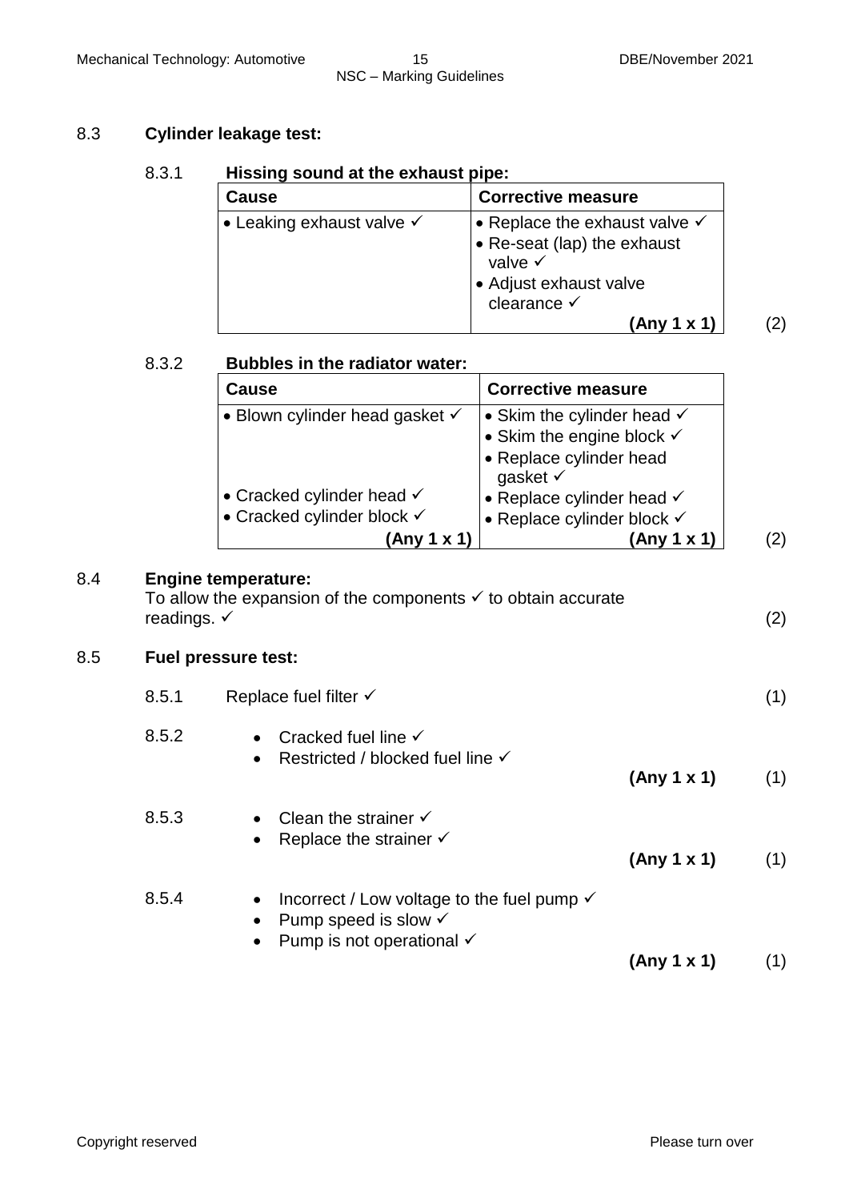## 8.3 **Cylinder leakage test:**

### 8.3.1 **Hissing sound at the exhaust pipe:**

| **Cause** | **Corrective measure** |
|---|---|
| • Leaking exhaust valve ✓ | • Replace the exhaust valve ✓<br>• Re-seat (lap) the exhaust valve ✓<br>• Adjust exhaust valve clearance ✓<br>**(Any 1 x 1)** |

(2)

### 8.3.2 **Bubbles in the radiator water:**

| **Cause** | **Corrective measure** |
|---|---|
| • Blown cylinder head gasket ✓ | • Skim the cylinder head ✓<br>• Skim the engine block ✓<br>• Replace cylinder head gasket ✓ |
| • Cracked cylinder head ✓ | • Replace cylinder head ✓ |
| • Cracked cylinder block ✓<br>**(Any 1 x 1)** | • Replace cylinder block ✓<br>**(Any 1 x 1)** |

(2)

## 8.4 **Engine temperature:**

To allow the expansion of the components ✓ to obtain accurate readings. ✓ (2)

## 8.5 **Fuel pressure test:**

8.5.1 Replace fuel filter ✓ (1)

8.5.2
- Cracked fuel line ✓
- Restricted / blocked fuel line ✓

**(Any 1 x 1)** (1)

8.5.3
- Clean the strainer ✓
- Replace the strainer ✓

**(Any 1 x 1)** (1)

8.5.4
- Incorrect / Low voltage to the fuel pump ✓
- Pump speed is slow ✓
- Pump is not operational ✓

**(Any 1 x 1)** (1)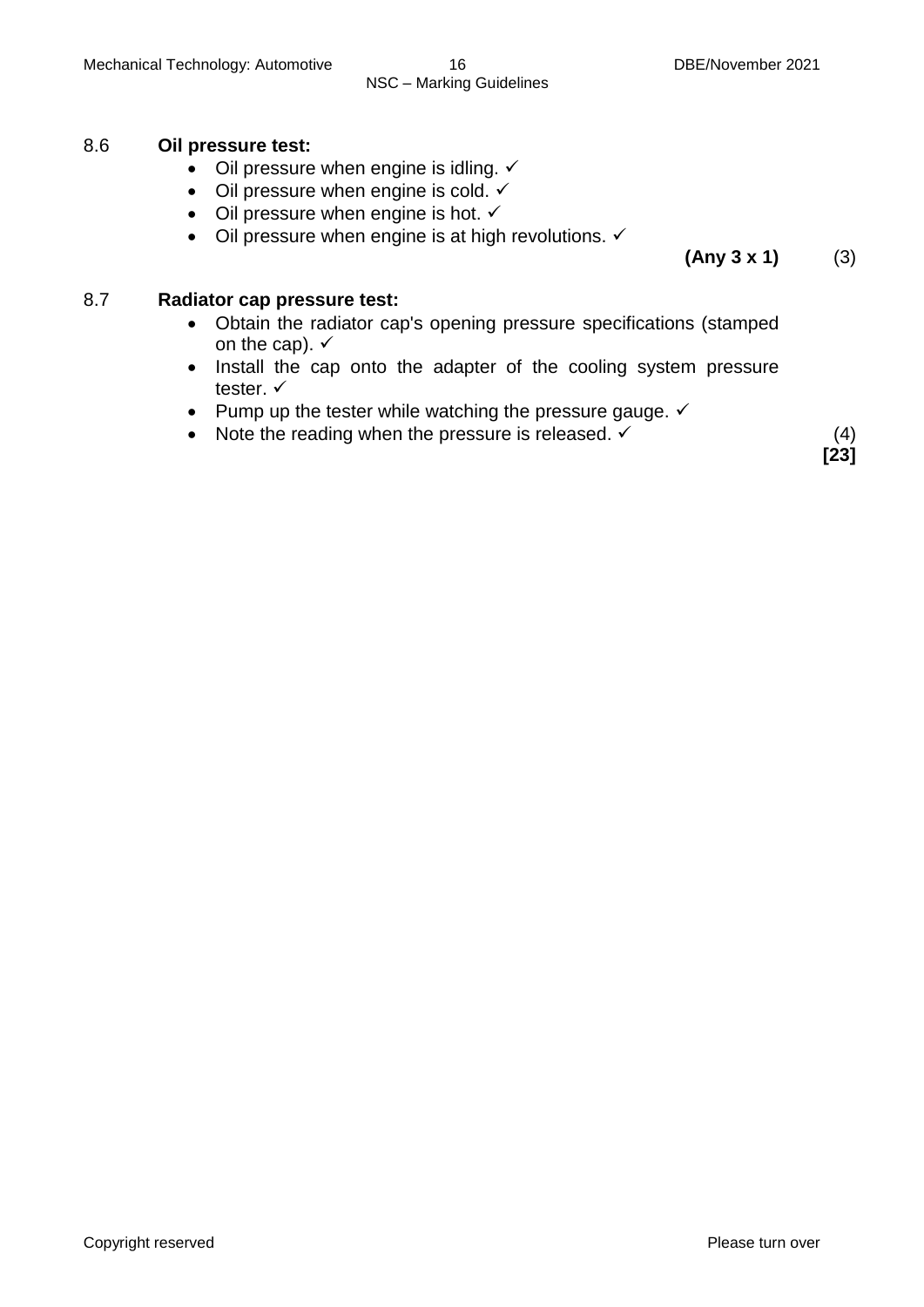8.6 **Oil pressure test:**

- Oil pressure when engine is idling. ✓
- Oil pressure when engine is cold. ✓
- Oil pressure when engine is hot. ✓
- Oil pressure when engine is at high revolutions. ✓

**(Any 3 x 1)** (3)

8.7 **Radiator cap pressure test:**

- Obtain the radiator cap's opening pressure specifications (stamped on the cap). ✓
- Install the cap onto the adapter of the cooling system pressure tester. ✓
- Pump up the tester while watching the pressure gauge. ✓
- Note the reading when the pressure is released. ✓ (4)

**[23]**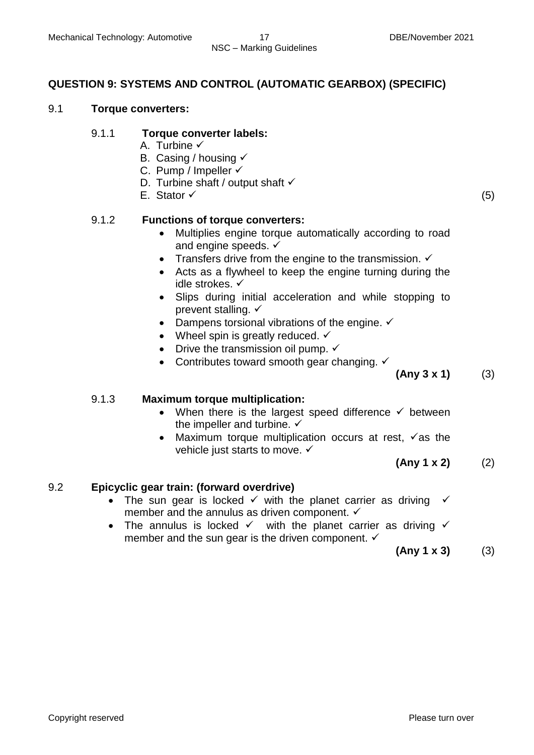## QUESTION 9: SYSTEMS AND CONTROL (AUTOMATIC GEARBOX) (SPECIFIC)

### 9.1 Torque converters:

**9.1.1 Torque converter labels:**

A. Turbine ✓
B. Casing / housing ✓
C. Pump / Impeller ✓
D. Turbine shaft / output shaft ✓
E. Stator ✓ (5)

**9.1.2 Functions of torque converters:**

- Multiplies engine torque automatically according to road and engine speeds. ✓
- Transfers drive from the engine to the transmission. ✓
- Acts as a flywheel to keep the engine turning during the idle strokes. ✓
- Slips during initial acceleration and while stopping to prevent stalling. ✓
- Dampens torsional vibrations of the engine. ✓
- Wheel spin is greatly reduced. ✓
- Drive the transmission oil pump. ✓
- Contributes toward smooth gear changing. ✓

**(Any 3 x 1)** (3)

**9.1.3 Maximum torque multiplication:**

- When there is the largest speed difference ✓ between the impeller and turbine. ✓
- Maximum torque multiplication occurs at rest, ✓as the vehicle just starts to move. ✓

**(Any 1 x 2)** (2)

### 9.2 Epicyclic gear train: (forward overdrive)

- The sun gear is locked ✓ with the planet carrier as driving ✓ member and the annulus as driven component. ✓
- The annulus is locked ✓ with the planet carrier as driving ✓ member and the sun gear is the driven component. ✓

**(Any 1 x 3)** (3)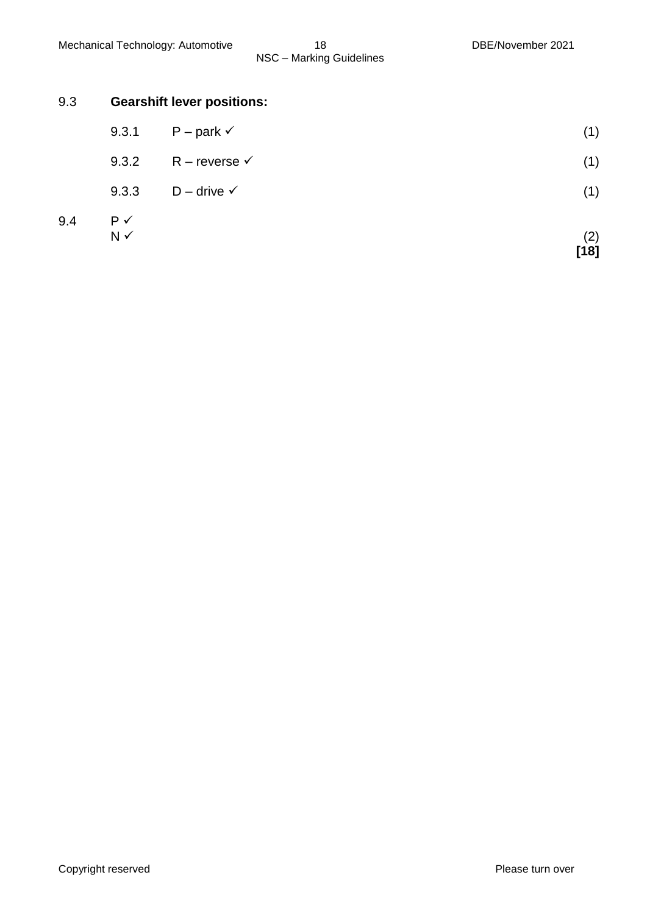9.3 **Gearshift lever positions:**

9.3.1 P – park ✓ (1)

9.3.2 R – reverse ✓ (1)

9.3.3 D – drive ✓ (1)

9.4 P ✓
N ✓ (2)

**[18]**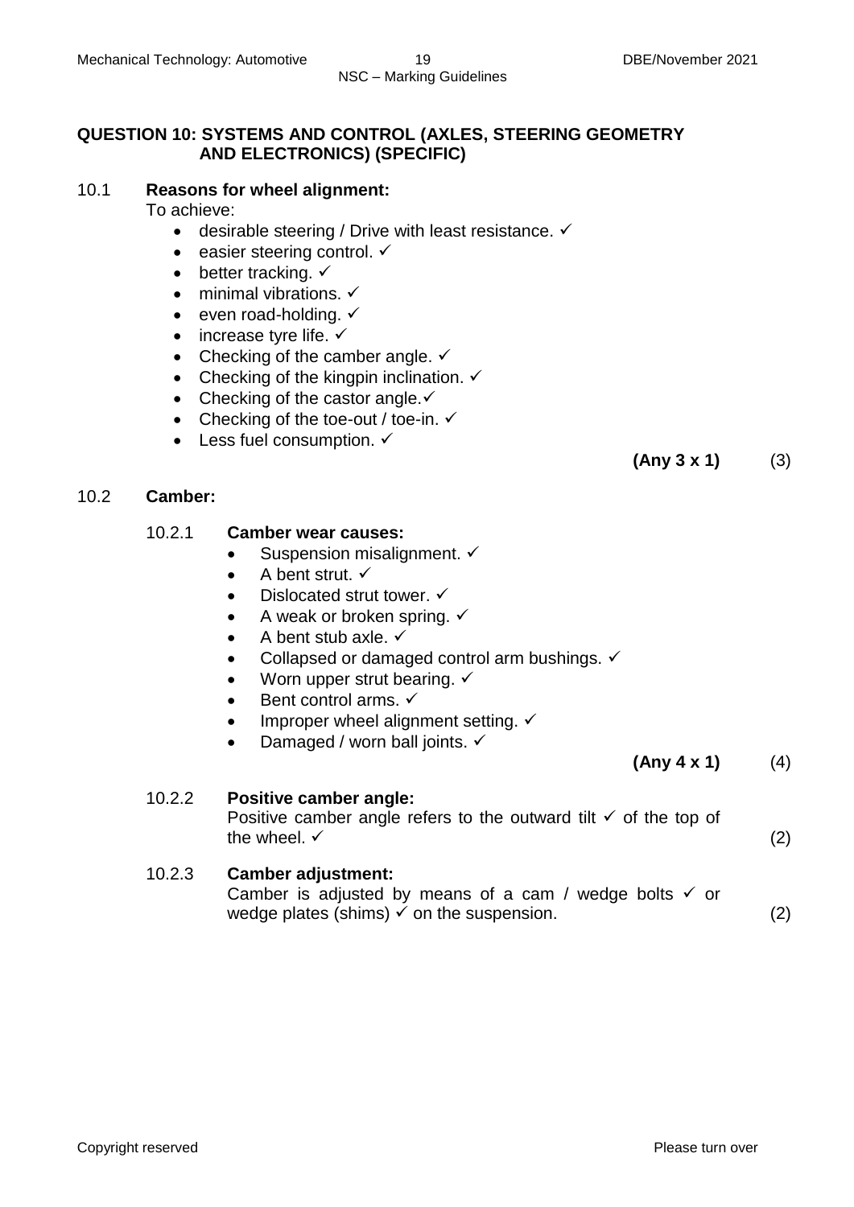## QUESTION 10: SYSTEMS AND CONTROL (AXLES, STEERING GEOMETRY AND ELECTRONICS) (SPECIFIC)

10.1 **Reasons for wheel alignment:**

To achieve:

- desirable steering / Drive with least resistance. ✓
- easier steering control. ✓
- better tracking. ✓
- minimal vibrations. ✓
- even road-holding. ✓
- increase tyre life. ✓
- Checking of the camber angle. ✓
- Checking of the kingpin inclination. ✓
- Checking of the castor angle.✓
- Checking of the toe-out / toe-in. ✓
- Less fuel consumption. ✓

**(Any 3 x 1)** (3)

10.2 **Camber:**

10.2.1 **Camber wear causes:**

- Suspension misalignment. ✓
- A bent strut. ✓
- Dislocated strut tower. ✓
- A weak or broken spring. ✓
- A bent stub axle. ✓
- Collapsed or damaged control arm bushings. ✓
- Worn upper strut bearing. ✓
- Bent control arms. ✓
- Improper wheel alignment setting. ✓
- Damaged / worn ball joints. ✓

**(Any 4 x 1)** (4)

10.2.2 **Positive camber angle:**

Positive camber angle refers to the outward tilt ✓ of the top of the wheel. ✓ (2)

10.2.3 **Camber adjustment:**

Camber is adjusted by means of a cam / wedge bolts ✓ or wedge plates (shims) ✓ on the suspension. (2)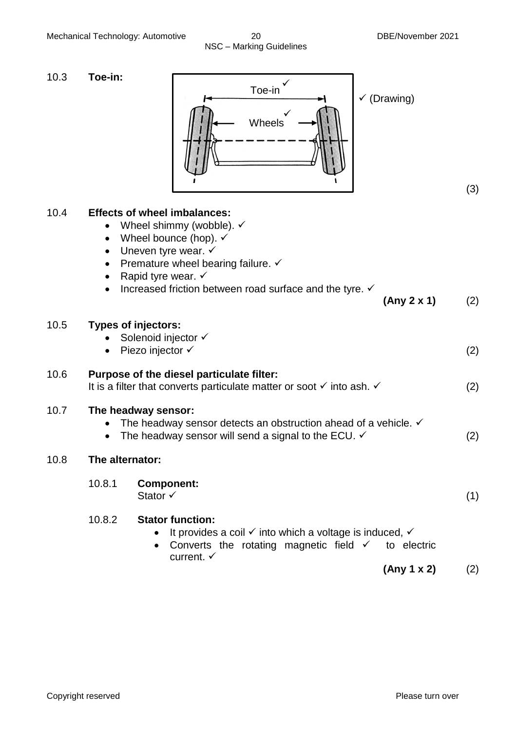10.3 **Toe-in:**

Toe-in ✓

Wheels ✓

✓ (Drawing)

(3)

10.4 **Effects of wheel imbalances:**

- Wheel shimmy (wobble). ✓
- Wheel bounce (hop). ✓
- Uneven tyre wear. ✓
- Premature wheel bearing failure. ✓
- Rapid tyre wear. ✓
- Increased friction between road surface and the tyre. ✓

**(Any 2 x 1)** (2)

10.5 **Types of injectors:**

- Solenoid injector ✓
- Piezo injector ✓

(2)

10.6 **Purpose of the diesel particulate filter:**

It is a filter that converts particulate matter or soot ✓ into ash. ✓ (2)

10.7 **The headway sensor:**

- The headway sensor detects an obstruction ahead of a vehicle. ✓
- The headway sensor will send a signal to the ECU. ✓

(2)

10.8 **The alternator:**

10.8.1 **Component:**

Stator ✓ (1)

10.8.2 **Stator function:**

- It provides a coil ✓ into which a voltage is induced, ✓
- Converts the rotating magnetic field ✓ to electric current. ✓

**(Any 1 x 2)** (2)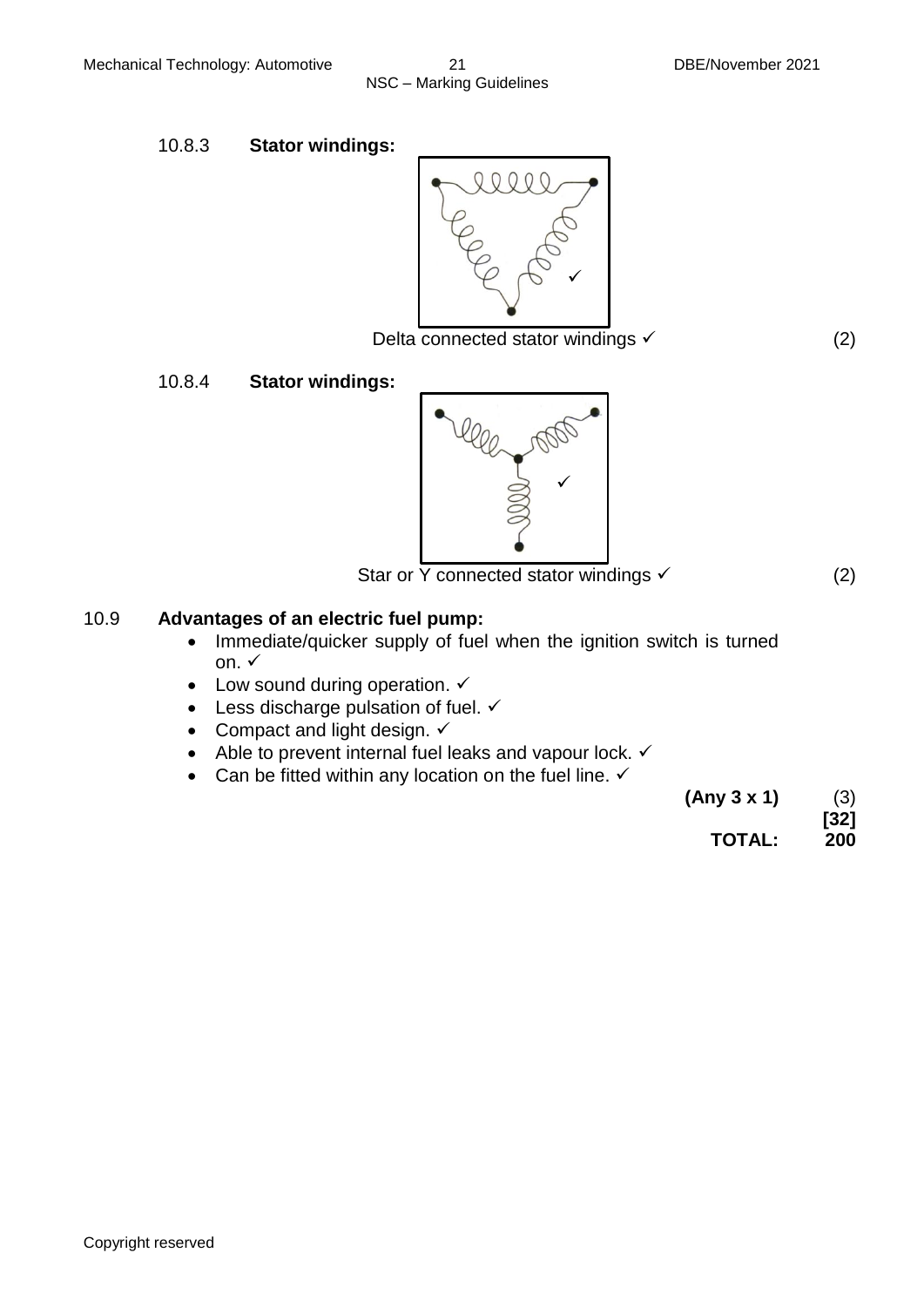10.8.3 **Stator windings:**

✓

Delta connected stator windings ✓ (2)

10.8.4 **Stator windings:**

✓

Star or Y connected stator windings ✓ (2)

10.9 **Advantages of an electric fuel pump:**

- Immediate/quicker supply of fuel when the ignition switch is turned on. ✓
- Low sound during operation. ✓
- Less discharge pulsation of fuel. ✓
- Compact and light design. ✓
- Able to prevent internal fuel leaks and vapour lock. ✓
- Can be fitted within any location on the fuel line. ✓

**(Any 3 x 1)** (3)

**[32]**

**TOTAL: 200**